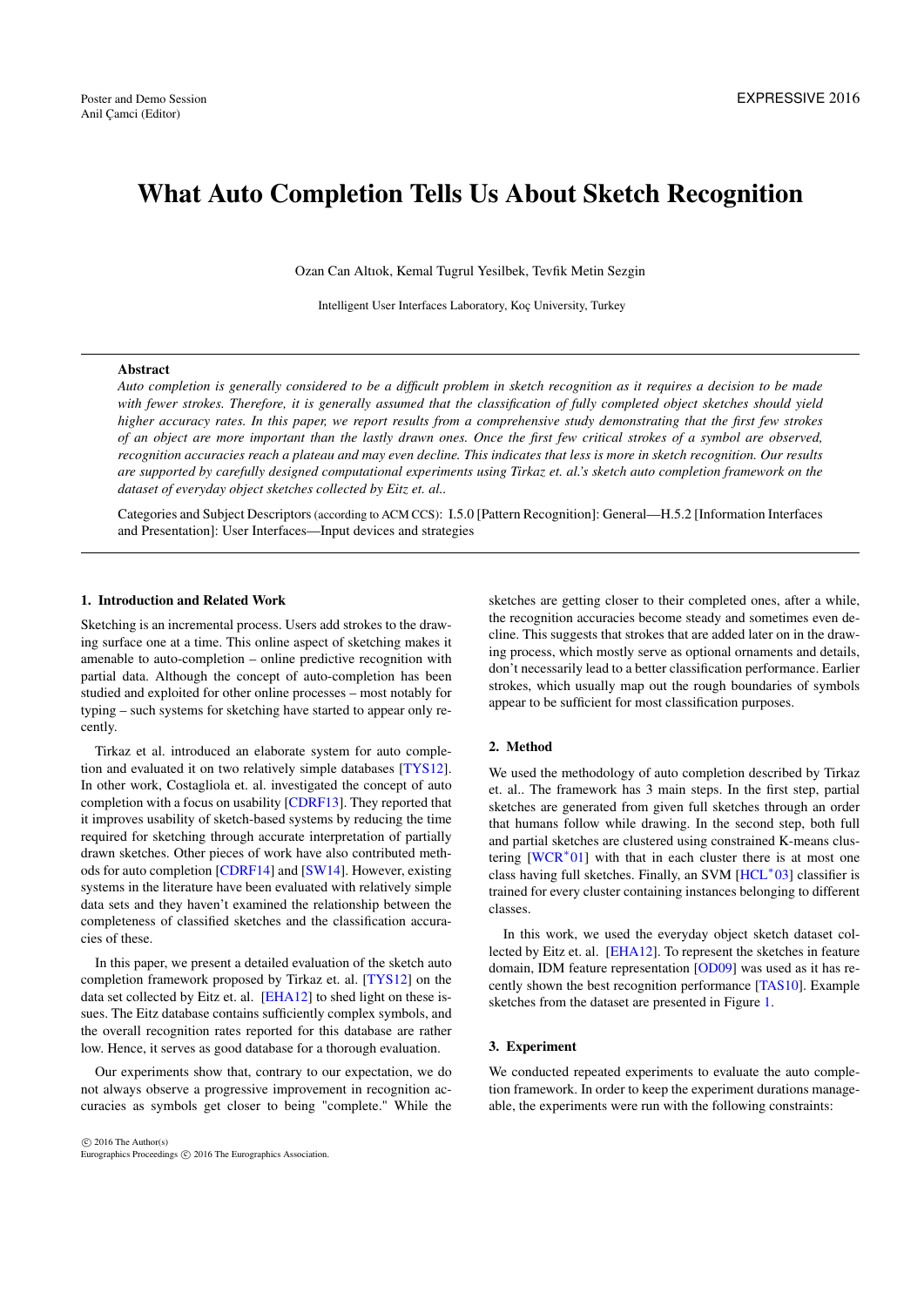# What Auto Completion Tells Us About Sketch Recognition

Ozan Can Altıok, Kemal Tugrul Yesilbek, Tevfik Metin Sezgin

Intelligent User Interfaces Laboratory, Koç University, Turkey

---

**Abstract**

*Auto completion is generally considered to be a difficult problem in sketch recognition as it requires a decision to be made with fewer strokes. Therefore, it is generally assumed that the classification of fully completed object sketches should yield higher accuracy rates. In this paper, we report results from a comprehensive study demonstrating that the first few strokes of an object are more important than the lastly drawn ones. Once the first few critical strokes of a symbol are observed, recognition accuracies reach a plateau and may even decline. This indicates that less is more in sketch recognition. Our results are supported by carefully designed computational experiments using Tirkaz et. al.'s sketch auto completion framework on the dataset of everyday object sketches collected by Eitz et. al..*

Categories and Subject Descriptors (according to ACM CCS): I.5.0 [Pattern Recognition]: General—H.5.2 [Information Interfaces and Presentation]: User Interfaces—Input devices and strategies

---

## 1. Introduction and Related Work

Sketching is an incremental process. Users add strokes to the drawing surface one at a time. This online aspect of sketching makes it amenable to auto-completion – online predictive recognition with partial data. Although the concept of auto-completion has been studied and exploited for other online processes – most notably for typing – such systems for sketching have started to appear only recently.

Tirkaz et al. introduced an elaborate system for auto completion and evaluated it on two relatively simple databases [TYS12]. In other work, Costagliola et. al. investigated the concept of auto completion with a focus on usability [CDRF13]. They reported that it improves usability of sketch-based systems by reducing the time required for sketching through accurate interpretation of partially drawn sketches. Other pieces of work have also contributed methods for auto completion [CDRF14] and [SW14]. However, existing systems in the literature have been evaluated with relatively simple data sets and they haven't examined the relationship between the completeness of classified sketches and the classification accuracies of these.

In this paper, we present a detailed evaluation of the sketch auto completion framework proposed by Tirkaz et. al. [TYS12] on the data set collected by Eitz et. al. [EHA12] to shed light on these issues. The Eitz database contains sufficiently complex symbols, and the overall recognition rates reported for this database are rather low. Hence, it serves as good database for a thorough evaluation.

Our experiments show that, contrary to our expectation, we do not always observe a progressive improvement in recognition accuracies as symbols get closer to being "complete." While the sketches are getting closer to their completed ones, after a while, the recognition accuracies become steady and sometimes even decline. This suggests that strokes that are added later on in the drawing process, which mostly serve as optional ornaments and details, don't necessarily lead to a better classification performance. Earlier strokes, which usually map out the rough boundaries of symbols appear to be sufficient for most classification purposes.

## 2. Method

We used the methodology of auto completion described by Tirkaz et. al.. The framework has 3 main steps. In the first step, partial sketches are generated from given full sketches through an order that humans follow while drawing. In the second step, both full and partial sketches are clustered using constrained K-means clustering [WCR*01] with that in each cluster there is at most one class having full sketches. Finally, an SVM [HCL*03] classifier is trained for every cluster containing instances belonging to different classes.

In this work, we used the everyday object sketch dataset collected by Eitz et. al. [EHA12]. To represent the sketches in feature domain, IDM feature representation [OD09] was used as it has recently shown the best recognition performance [TAS10]. Example sketches from the dataset are presented in Figure 1.

## 3. Experiment

We conducted repeated experiments to evaluate the auto completion framework. In order to keep the experiment durations manageable, the experiments were run with the following constraints: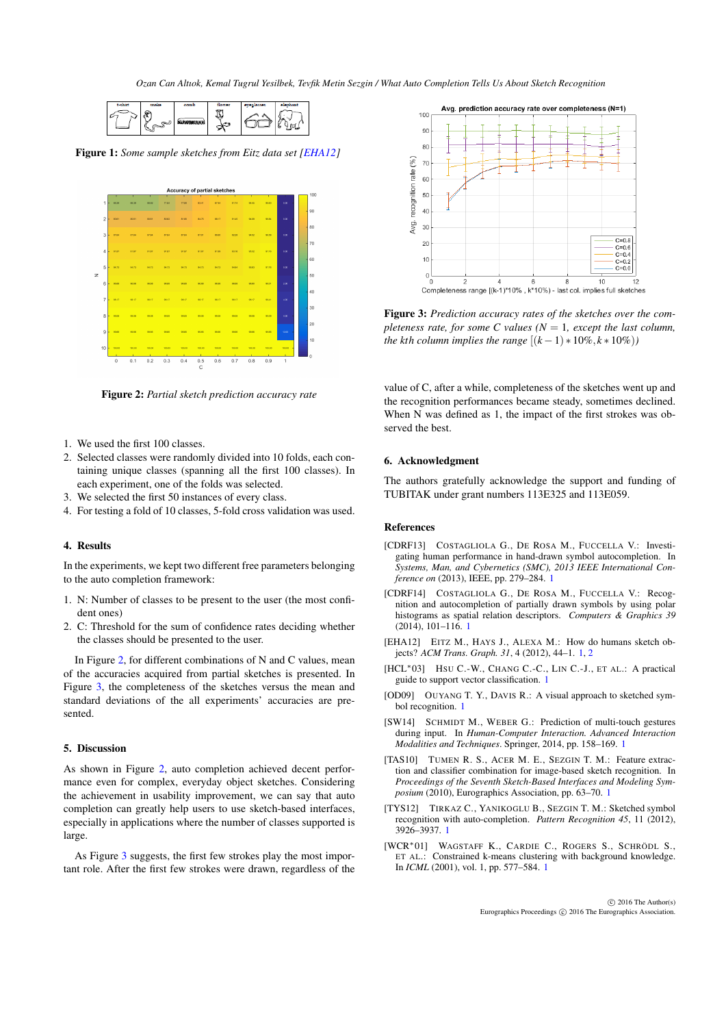t-shirt snake comb flower eyeglasses elephant

**Figure 1:** *Some sample sketches from Eitz data set [EHA12]*

Accuracy of partial sketches

**Figure 2:** *Partial sketch prediction accuracy rate*

1. We used the first 100 classes.
2. Selected classes were randomly divided into 10 folds, each containing unique classes (spanning all the first 100 classes). In each experiment, one of the folds was selected.
3. We selected the first 50 instances of every class.
4. For testing a fold of 10 classes, 5-fold cross validation was used.

## 4. Results

In the experiments, we kept two different free parameters belonging to the auto completion framework:

1. N: Number of classes to be present to the user (the most confident ones)
2. C: Threshold for the sum of confidence rates deciding whether the classes should be presented to the user.

In Figure 2, for different combinations of N and C values, mean of the accuracies acquired from partial sketches is presented. In Figure 3, the completeness of the sketches versus the mean and standard deviations of the all experiments' accuracies are presented.

## 5. Discussion

As shown in Figure 2, auto completion achieved decent performance even for complex, everyday object sketches. Considering the achievement in usability improvement, we can say that auto completion can greatly help users to use sketch-based interfaces, especially in applications where the number of classes supported is large.

As Figure 3 suggests, the first few strokes play the most important role. After the first few strokes were drawn, regardless of the value of C, after a while, completeness of the sketches went up and the recognition performances became steady, sometimes declined. When N was defined as 1, the impact of the first strokes was observed the best.

Avg. prediction accuracy rate over completeness (N=1)

Avg. recognition rate (%)

Completeness range [(k-1)*10% , k*10%) - last col. implies full sketches

C=0.8
C=0.6
C=0.4
C=0.2
C=0.0

**Figure 3:** *Prediction accuracy rates of the sketches over the completeness rate, for some C values ($N = 1$, except the last column, the kth column implies the range $[(k-1)*10\%, k*10\%)$)*

## 6. Acknowledgment

The authors gratefully acknowledge the support and funding of TUBITAK under grant numbers 113E325 and 113E059.

## References

[CDRF13] COSTAGLIOLA G., DE ROSA M., FUCCELLA V.: Investigating human performance in hand-drawn symbol autocompletion. In *Systems, Man, and Cybernetics (SMC), 2013 IEEE International Conference on* (2013), IEEE, pp. 279–284. 1

[CDRF14] COSTAGLIOLA G., DE ROSA M., FUCCELLA V.: Recognition and autocompletion of partially drawn symbols by using polar histograms as spatial relation descriptors. *Computers & Graphics 39* (2014), 101–116. 1

[EHA12] EITZ M., HAYS J., ALEXA M.: How do humans sketch objects? *ACM Trans. Graph. 31*, 4 (2012), 44–1. 1, 2

[HCL*03] HSU C.-W., CHANG C.-C., LIN C.-J., ET AL.: A practical guide to support vector classification. 1

[OD09] OUYANG T. Y., DAVIS R.: A visual approach to sketched symbol recognition. 1

[SW14] SCHMIDT M., WEBER G.: Prediction of multi-touch gestures during input. In *Human-Computer Interaction. Advanced Interaction Modalities and Techniques*. Springer, 2014, pp. 158–169. 1

[TAS10] TUMEN R. S., ACER M. E., SEZGIN T. M.: Feature extraction and classifier combination for image-based sketch recognition. In *Proceedings of the Seventh Sketch-Based Interfaces and Modeling Symposium* (2010), Eurographics Association, pp. 63–70. 1

[TYS12] TIRKAZ C., YANIKOGLU B., SEZGIN T. M.: Sketched symbol recognition with auto-completion. *Pattern Recognition 45*, 11 (2012), 3926–3937. 1

[WCR*01] WAGSTAFF K., CARDIE C., ROGERS S., SCHRÖDL S., ET AL.: Constrained k-means clustering with background knowledge. In *ICML* (2001), vol. 1, pp. 577–584. 1